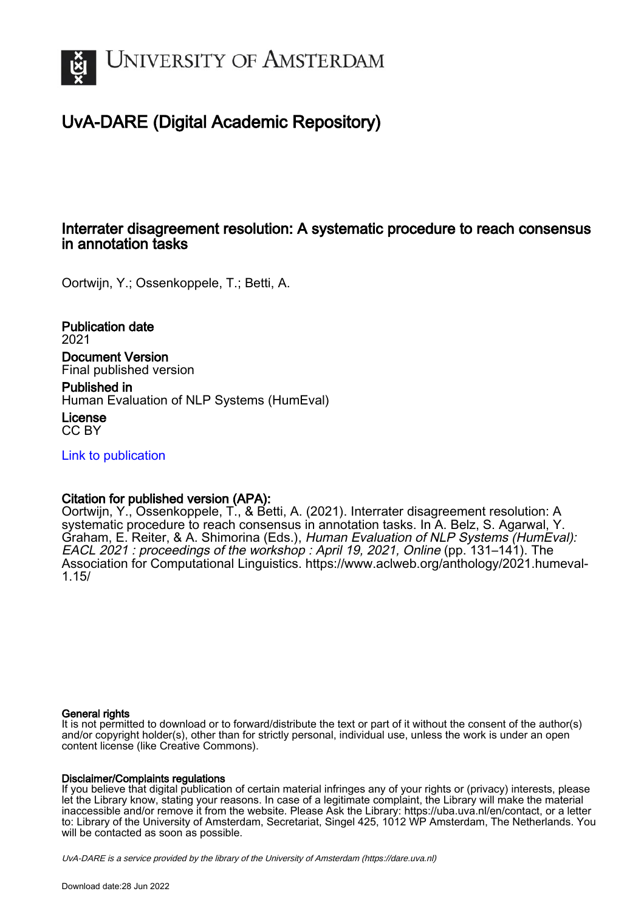UNIVERSITY OF AMSTERDAM

# UvA-DARE (Digital Academic Repository)

## Interrater disagreement resolution: A systematic procedure to reach consensus in annotation tasks

Oortwijn, Y.; Ossenkoppele, T.; Betti, A.

**Publication date**
2021

**Document Version**
Final published version

**Published in**
Human Evaluation of NLP Systems (HumEval)

**License**
CC BY

[Link to publication](https://dare.uva.nl)

**Citation for published version (APA):**
Oortwijn, Y., Ossenkoppele, T., & Betti, A. (2021). Interrater disagreement resolution: A systematic procedure to reach consensus in annotation tasks. In A. Belz, S. Agarwal, Y. Graham, E. Reiter, & A. Shimorina (Eds.), *Human Evaluation of NLP Systems (HumEval): EACL 2021 : proceedings of the workshop : April 19, 2021, Online* (pp. 131–141). The Association for Computational Linguistics. https://www.aclweb.org/anthology/2021.humeval-1.15/

**General rights**
It is not permitted to download or to forward/distribute the text or part of it without the consent of the author(s) and/or copyright holder(s), other than for strictly personal, individual use, unless the work is under an open content license (like Creative Commons).

**Disclaimer/Complaints regulations**
If you believe that digital publication of certain material infringes any of your rights or (privacy) interests, please let the Library know, stating your reasons. In case of a legitimate complaint, the Library will make the material inaccessible and/or remove it from the website. Please Ask the Library: https://uba.uva.nl/en/contact, or a letter to: Library of the University of Amsterdam, Secretariat, Singel 425, 1012 WP Amsterdam, The Netherlands. You will be contacted as soon as possible.

*UvA-DARE is a service provided by the library of the University of Amsterdam (https://dare.uva.nl)*

Download date:28 Jun 2022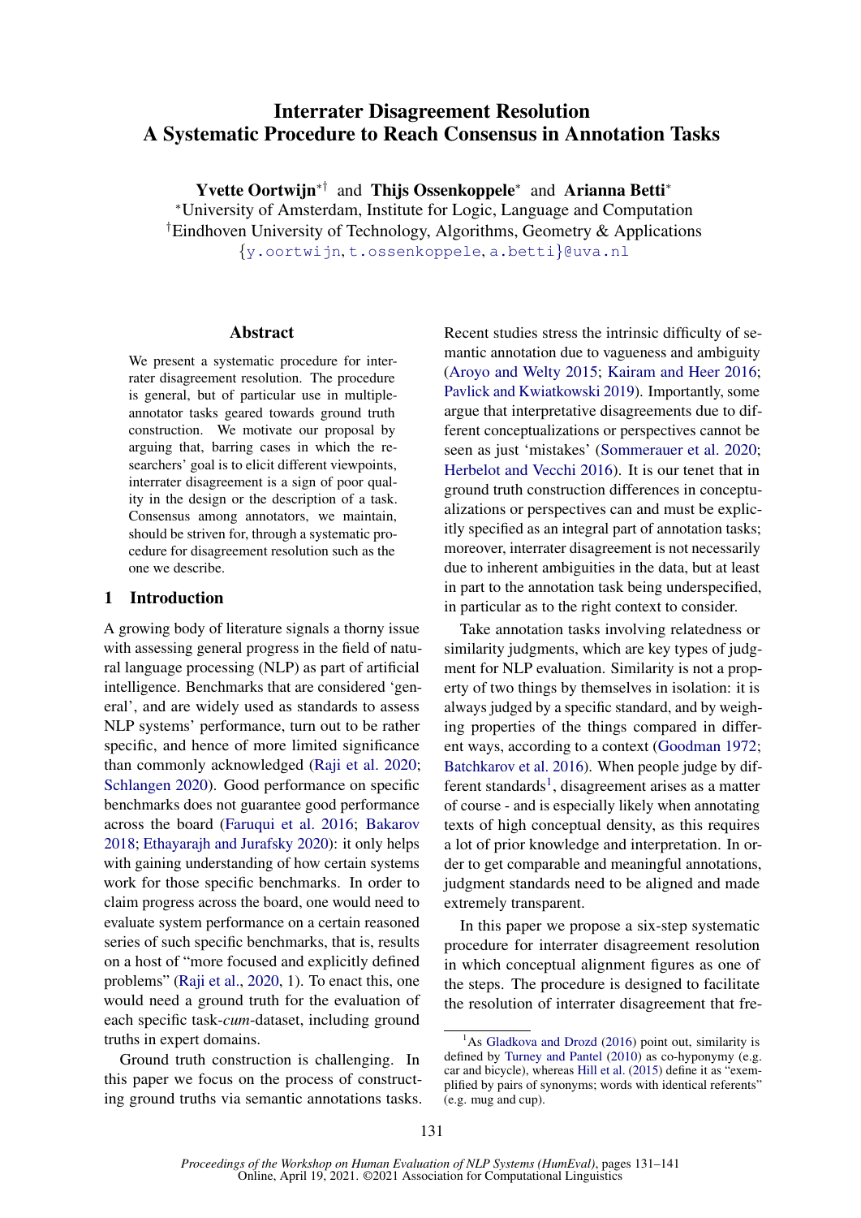# Interrater Disagreement Resolution
# A Systematic Procedure to Reach Consensus in Annotation Tasks

**Yvette Oortwijn**[*†] and **Thijs Ossenkoppele**[*] and **Arianna Betti**[*]

[*]University of Amsterdam, Institute for Logic, Language and Computation
[†]Eindhoven University of Technology, Algorithms, Geometry & Applications
{y.oortwijn, t.ossenkoppele, a.betti}@uva.nl

## Abstract

We present a systematic procedure for interrater disagreement resolution. The procedure is general, but of particular use in multiple-annotator tasks geared towards ground truth construction. We motivate our proposal by arguing that, barring cases in which the researchers' goal is to elicit different viewpoints, interrater disagreement is a sign of poor quality in the design or the description of a task. Consensus among annotators, we maintain, should be striven for, through a systematic procedure for disagreement resolution such as the one we describe.

## 1 Introduction

A growing body of literature signals a thorny issue with assessing general progress in the field of natural language processing (NLP) as part of artificial intelligence. Benchmarks that are considered 'general', and are widely used as standards to assess NLP systems' performance, turn out to be rather specific, and hence of more limited significance than commonly acknowledged (Raji et al. 2020; Schlangen 2020). Good performance on specific benchmarks does not guarantee good performance across the board (Faruqui et al. 2016; Bakarov 2018; Ethayarajh and Jurafsky 2020): it only helps with gaining understanding of how certain systems work for those specific benchmarks. In order to claim progress across the board, one would need to evaluate system performance on a certain reasoned series of such specific benchmarks, that is, results on a host of "more focused and explicitly defined problems" (Raji et al., 2020, 1). To enact this, one would need a ground truth for the evaluation of each specific task-*cum*-dataset, including ground truths in expert domains.

Ground truth construction is challenging. In this paper we focus on the process of constructing ground truths via semantic annotations tasks. Recent studies stress the intrinsic difficulty of semantic annotation due to vagueness and ambiguity (Aroyo and Welty 2015; Kairam and Heer 2016; Pavlick and Kwiatkowski 2019). Importantly, some argue that interpretative disagreements due to different conceptualizations or perspectives cannot be seen as just 'mistakes' (Sommerauer et al. 2020; Herbelot and Vecchi 2016). It is our tenet that in ground truth construction differences in conceptualizations or perspectives can and must be explicitly specified as an integral part of annotation tasks; moreover, interrater disagreement is not necessarily due to inherent ambiguities in the data, but at least in part to the annotation task being underspecified, in particular as to the right context to consider.

Take annotation tasks involving relatedness or similarity judgments, which are key types of judgment for NLP evaluation. Similarity is not a property of two things by themselves in isolation: it is always judged by a specific standard, and by weighing properties of the things compared in different ways, according to a context (Goodman 1972; Batchkarov et al. 2016). When people judge by different standards[1], disagreement arises as a matter of course - and is especially likely when annotating texts of high conceptual density, as this requires a lot of prior knowledge and interpretation. In order to get comparable and meaningful annotations, judgment standards need to be aligned and made extremely transparent.

In this paper we propose a six-step systematic procedure for interrater disagreement resolution in which conceptual alignment figures as one of the steps. The procedure is designed to facilitate the resolution of interrater disagreement that fre-

[1]As Gladkova and Drozd (2016) point out, similarity is defined by Turney and Pantel (2010) as co-hyponymy (e.g. car and bicycle), whereas Hill et al. (2015) define it as "exemplified by pairs of synonyms; words with identical referents" (e.g. mug and cup).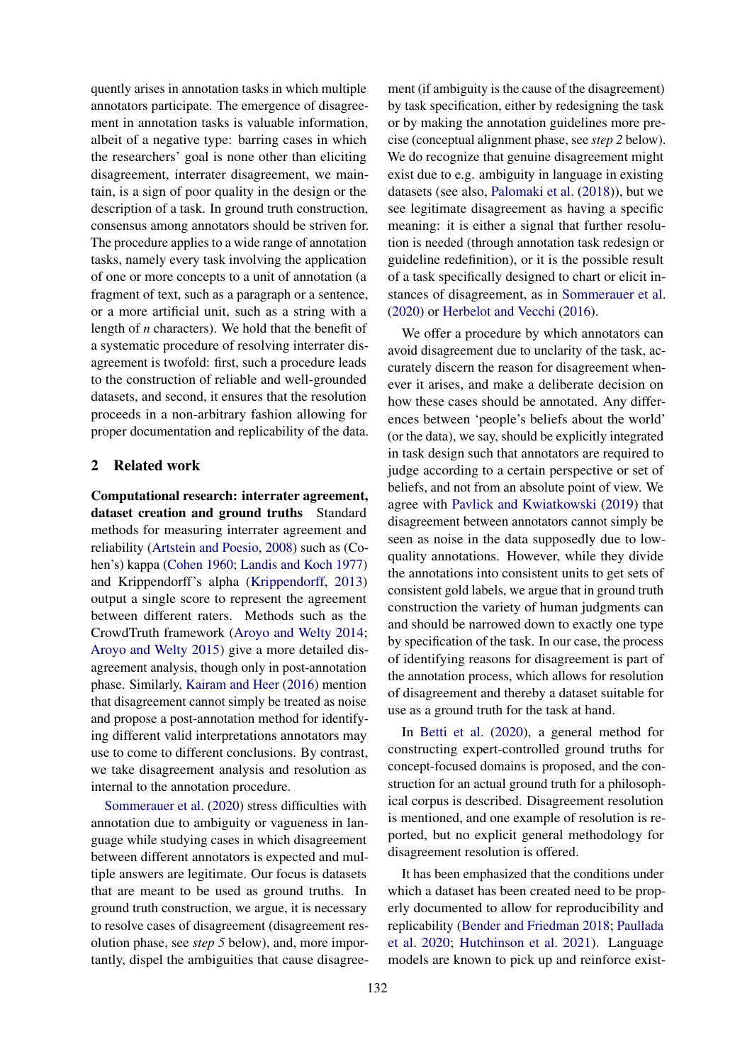quently arises in annotation tasks in which multiple annotators participate. The emergence of disagreement in annotation tasks is valuable information, albeit of a negative type: barring cases in which the researchers' goal is none other than eliciting disagreement, interrater disagreement, we maintain, is a sign of poor quality in the design or the description of a task. In ground truth construction, consensus among annotators should be striven for. The procedure applies to a wide range of annotation tasks, namely every task involving the application of one or more concepts to a unit of annotation (a fragment of text, such as a paragraph or a sentence, or a more artificial unit, such as a string with a length of $n$ characters). We hold that the benefit of a systematic procedure of resolving interrater disagreement is twofold: first, such a procedure leads to the construction of reliable and well-grounded datasets, and second, it ensures that the resolution proceeds in a non-arbitrary fashion allowing for proper documentation and replicability of the data.

## 2 Related work

**Computational research: interrater agreement, dataset creation and ground truths** Standard methods for measuring interrater agreement and reliability (Artstein and Poesio, 2008) such as (Cohen's) kappa (Cohen 1960; Landis and Koch 1977) and Krippendorff's alpha (Krippendorff, 2013) output a single score to represent the agreement between different raters. Methods such as the CrowdTruth framework (Aroyo and Welty 2014; Aroyo and Welty 2015) give a more detailed disagreement analysis, though only in post-annotation phase. Similarly, Kairam and Heer (2016) mention that disagreement cannot simply be treated as noise and propose a post-annotation method for identifying different valid interpretations annotators may use to come to different conclusions. By contrast, we take disagreement analysis and resolution as internal to the annotation procedure.

Sommerauer et al. (2020) stress difficulties with annotation due to ambiguity or vagueness in language while studying cases in which disagreement between different annotators is expected and multiple answers are legitimate. Our focus is datasets that are meant to be used as ground truths. In ground truth construction, we argue, it is necessary to resolve cases of disagreement (disagreement resolution phase, see *step 5* below), and, more importantly, dispel the ambiguities that cause disagreement (if ambiguity is the cause of the disagreement) by task specification, either by redesigning the task or by making the annotation guidelines more precise (conceptual alignment phase, see *step 2* below). We do recognize that genuine disagreement might exist due to e.g. ambiguity in language in existing datasets (see also, Palomaki et al. (2018)), but we see legitimate disagreement as having a specific meaning: it is either a signal that further resolution is needed (through annotation task redesign or guideline redefinition), or it is the possible result of a task specifically designed to chart or elicit instances of disagreement, as in Sommerauer et al. (2020) or Herbelot and Vecchi (2016).

We offer a procedure by which annotators can avoid disagreement due to unclarity of the task, accurately discern the reason for disagreement whenever it arises, and make a deliberate decision on how these cases should be annotated. Any differences between 'people's beliefs about the world' (or the data), we say, should be explicitly integrated in task design such that annotators are required to judge according to a certain perspective or set of beliefs, and not from an absolute point of view. We agree with Pavlick and Kwiatkowski (2019) that disagreement between annotators cannot simply be seen as noise in the data supposedly due to low-quality annotations. However, while they divide the annotations into consistent units to get sets of consistent gold labels, we argue that in ground truth construction the variety of human judgments can and should be narrowed down to exactly one type by specification of the task. In our case, the process of identifying reasons for disagreement is part of the annotation process, which allows for resolution of disagreement and thereby a dataset suitable for use as a ground truth for the task at hand.

In Betti et al. (2020), a general method for constructing expert-controlled ground truths for concept-focused domains is proposed, and the construction for an actual ground truth for a philosophical corpus is described. Disagreement resolution is mentioned, and one example of resolution is reported, but no explicit general methodology for disagreement resolution is offered.

It has been emphasized that the conditions under which a dataset has been created need to be properly documented to allow for reproducibility and replicability (Bender and Friedman 2018; Paullada et al. 2020; Hutchinson et al. 2021). Language models are known to pick up and reinforce exist-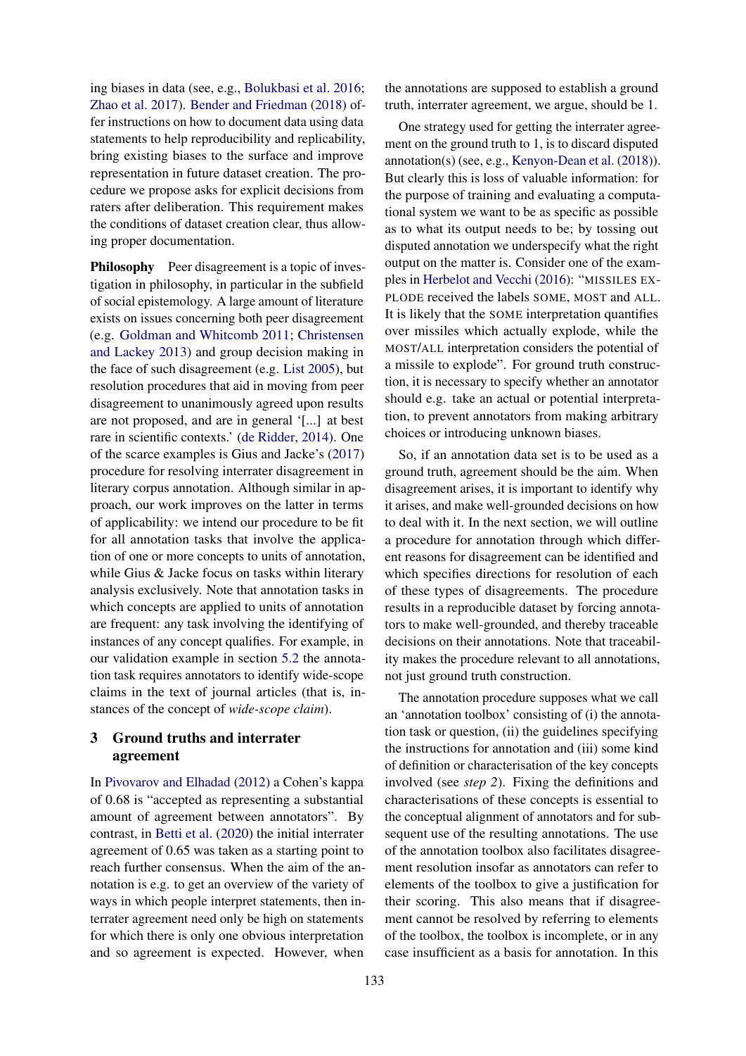ing biases in data (see, e.g., Bolukbasi et al. 2016; Zhao et al. 2017). Bender and Friedman (2018) offer instructions on how to document data using data statements to help reproducibility and replicability, bring existing biases to the surface and improve representation in future dataset creation. The procedure we propose asks for explicit decisions from raters after deliberation. This requirement makes the conditions of dataset creation clear, thus allowing proper documentation.

**Philosophy** Peer disagreement is a topic of investigation in philosophy, in particular in the subfield of social epistemology. A large amount of literature exists on issues concerning both peer disagreement (e.g. Goldman and Whitcomb 2011; Christensen and Lackey 2013) and group decision making in the face of such disagreement (e.g. List 2005), but resolution procedures that aid in moving from peer disagreement to unanimously agreed upon results are not proposed, and are in general '[...] at best rare in scientific contexts.' (de Ridder, 2014). One of the scarce examples is Gius and Jacke's (2017) procedure for resolving interrater disagreement in literary corpus annotation. Although similar in approach, our work improves on the latter in terms of applicability: we intend our procedure to be fit for all annotation tasks that involve the application of one or more concepts to units of annotation, while Gius & Jacke focus on tasks within literary analysis exclusively. Note that annotation tasks in which concepts are applied to units of annotation are frequent: any task involving the identifying of instances of any concept qualifies. For example, in our validation example in section 5.2 the annotation task requires annotators to identify wide-scope claims in the text of journal articles (that is, instances of the concept of *wide-scope claim*).

## 3 Ground truths and interrater agreement

In Pivovarov and Elhadad (2012) a Cohen's kappa of 0.68 is "accepted as representing a substantial amount of agreement between annotators". By contrast, in Betti et al. (2020) the initial interrater agreement of 0.65 was taken as a starting point to reach further consensus. When the aim of the annotation is e.g. to get an overview of the variety of ways in which people interpret statements, then interrater agreement need only be high on statements for which there is only one obvious interpretation and so agreement is expected. However, when the annotations are supposed to establish a ground truth, interrater agreement, we argue, should be 1.

One strategy used for getting the interrater agreement on the ground truth to 1, is to discard disputed annotation(s) (see, e.g., Kenyon-Dean et al. (2018)). But clearly this is loss of valuable information: for the purpose of training and evaluating a computational system we want to be as specific as possible as to what its output needs to be; by tossing out disputed annotation we underspecify what the right output on the matter is. Consider one of the examples in Herbelot and Vecchi (2016): "MISSILES EXPLODE received the labels SOME, MOST and ALL. It is likely that the SOME interpretation quantifies over missiles which actually explode, while the MOST/ALL interpretation considers the potential of a missile to explode". For ground truth construction, it is necessary to specify whether an annotator should e.g. take an actual or potential interpretation, to prevent annotators from making arbitrary choices or introducing unknown biases.

So, if an annotation data set is to be used as a ground truth, agreement should be the aim. When disagreement arises, it is important to identify why it arises, and make well-grounded decisions on how to deal with it. In the next section, we will outline a procedure for annotation through which different reasons for disagreement can be identified and which specifies directions for resolution of each of these types of disagreements. The procedure results in a reproducible dataset by forcing annotators to make well-grounded, and thereby traceable decisions on their annotations. Note that traceability makes the procedure relevant to all annotations, not just ground truth construction.

The annotation procedure supposes what we call an 'annotation toolbox' consisting of (i) the annotation task or question, (ii) the guidelines specifying the instructions for annotation and (iii) some kind of definition or characterisation of the key concepts involved (see *step 2*). Fixing the definitions and characterisations of these concepts is essential to the conceptual alignment of annotators and for subsequent use of the resulting annotations. The use of the annotation toolbox also facilitates disagreement resolution insofar as annotators can refer to elements of the toolbox to give a justification for their scoring. This also means that if disagreement cannot be resolved by referring to elements of the toolbox, the toolbox is incomplete, or in any case insufficient as a basis for annotation. In this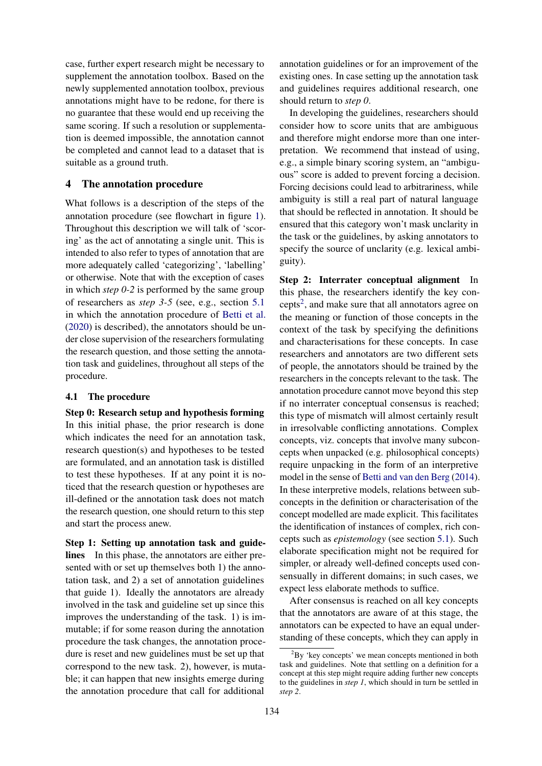case, further expert research might be necessary to supplement the annotation toolbox. Based on the newly supplemented annotation toolbox, previous annotations might have to be redone, for there is no guarantee that these would end up receiving the same scoring. If such a resolution or supplementation is deemed impossible, the annotation cannot be completed and cannot lead to a dataset that is suitable as a ground truth.

## 4 The annotation procedure

What follows is a description of the steps of the annotation procedure (see flowchart in figure 1). Throughout this description we will talk of 'scoring' as the act of annotating a single unit. This is intended to also refer to types of annotation that are more adequately called 'categorizing', 'labelling' or otherwise. Note that with the exception of cases in which *step 0-2* is performed by the same group of researchers as *step 3-5* (see, e.g., section 5.1 in which the annotation procedure of Betti et al. (2020) is described), the annotators should be under close supervision of the researchers formulating the research question, and those setting the annotation task and guidelines, throughout all steps of the procedure.

### 4.1 The procedure

**Step 0: Research setup and hypothesis forming** In this initial phase, the prior research is done which indicates the need for an annotation task, research question(s) and hypotheses to be tested are formulated, and an annotation task is distilled to test these hypotheses. If at any point it is noticed that the research question or hypotheses are ill-defined or the annotation task does not match the research question, one should return to this step and start the process anew.

**Step 1: Setting up annotation task and guidelines** In this phase, the annotators are either presented with or set up themselves both 1) the annotation task, and 2) a set of annotation guidelines that guide 1). Ideally the annotators are already involved in the task and guideline set up since this improves the understanding of the task. 1) is immutable; if for some reason during the annotation procedure the task changes, the annotation procedure is reset and new guidelines must be set up that correspond to the new task. 2), however, is mutable; it can happen that new insights emerge during the annotation procedure that call for additional annotation guidelines or for an improvement of the existing ones. In case setting up the annotation task and guidelines requires additional research, one should return to *step 0*.

In developing the guidelines, researchers should consider how to score units that are ambiguous and therefore might endorse more than one interpretation. We recommend that instead of using, e.g., a simple binary scoring system, an "ambiguous" score is added to prevent forcing a decision. Forcing decisions could lead to arbitrariness, while ambiguity is still a real part of natural language that should be reflected in annotation. It should be ensured that this category won't mask unclarity in the task or the guidelines, by asking annotators to specify the source of unclarity (e.g. lexical ambiguity).

**Step 2: Interrater conceptual alignment** In this phase, the researchers identify the key concepts[2], and make sure that all annotators agree on the meaning or function of those concepts in the context of the task by specifying the definitions and characterisations for these concepts. In case researchers and annotators are two different sets of people, the annotators should be trained by the researchers in the concepts relevant to the task. The annotation procedure cannot move beyond this step if no interrater conceptual consensus is reached; this type of mismatch will almost certainly result in irresolvable conflicting annotations. Complex concepts, viz. concepts that involve many subconcepts when unpacked (e.g. philosophical concepts) require unpacking in the form of an interpretive model in the sense of Betti and van den Berg (2014). In these interpretive models, relations between subconcepts in the definition or characterisation of the concept modelled are made explicit. This facilitates the identification of instances of complex, rich concepts such as *epistemology* (see section 5.1). Such elaborate specification might not be required for simpler, or already well-defined concepts used consensually in different domains; in such cases, we expect less elaborate methods to suffice.

After consensus is reached on all key concepts that the annotators are aware of at this stage, the annotators can be expected to have an equal understanding of these concepts, which they can apply in

[2]By 'key concepts' we mean concepts mentioned in both task and guidelines. Note that settling on a definition for a concept at this step might require adding further new concepts to the guidelines in *step 1*, which should in turn be settled in *step 2*.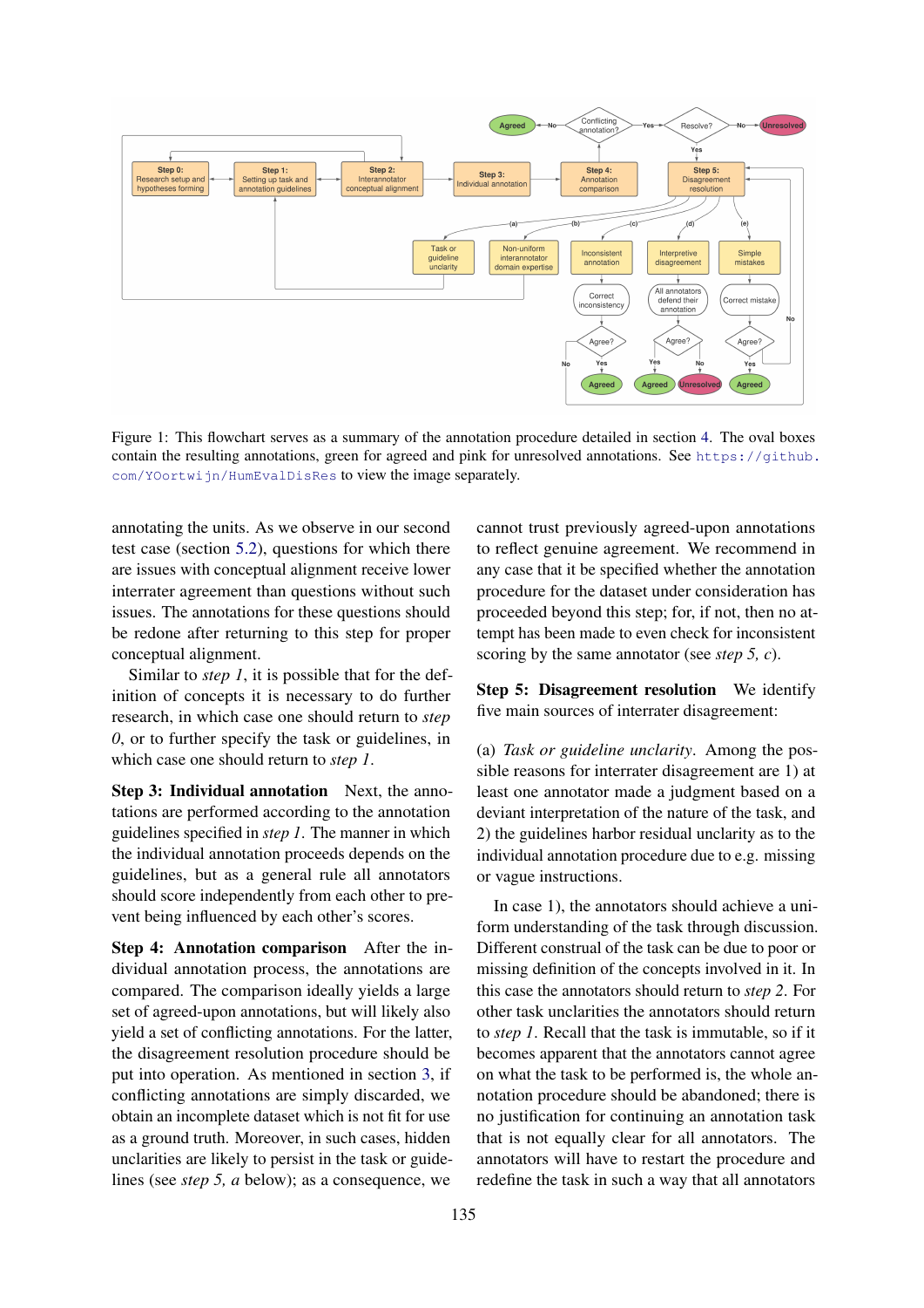Figure 1: This flowchart serves as a summary of the annotation procedure detailed in section 4. The oval boxes contain the resulting annotations, green for agreed and pink for unresolved annotations. See https://github.com/YOortwijn/HumEvalDisRes to view the image separately.

annotating the units. As we observe in our second test case (section 5.2), questions for which there are issues with conceptual alignment receive lower interrater agreement than questions without such issues. The annotations for these questions should be redone after returning to this step for proper conceptual alignment.

Similar to *step 1*, it is possible that for the definition of concepts it is necessary to do further research, in which case one should return to *step 0*, or to further specify the task or guidelines, in which case one should return to *step 1*.

**Step 3: Individual annotation** Next, the annotations are performed according to the annotation guidelines specified in *step 1*. The manner in which the individual annotation proceeds depends on the guidelines, but as a general rule all annotators should score independently from each other to prevent being influenced by each other's scores.

**Step 4: Annotation comparison** After the individual annotation process, the annotations are compared. The comparison ideally yields a large set of agreed-upon annotations, but will likely also yield a set of conflicting annotations. For the latter, the disagreement resolution procedure should be put into operation. As mentioned in section 3, if conflicting annotations are simply discarded, we obtain an incomplete dataset which is not fit for use as a ground truth. Moreover, in such cases, hidden unclarities are likely to persist in the task or guidelines (see *step 5, a* below); as a consequence, we cannot trust previously agreed-upon annotations to reflect genuine agreement. We recommend in any case that it be specified whether the annotation procedure for the dataset under consideration has proceeded beyond this step; for, if not, then no attempt has been made to even check for inconsistent scoring by the same annotator (see *step 5, c*).

**Step 5: Disagreement resolution** We identify five main sources of interrater disagreement:

(a) *Task or guideline unclarity*. Among the possible reasons for interrater disagreement are 1) at least one annotator made a judgment based on a deviant interpretation of the nature of the task, and 2) the guidelines harbor residual unclarity as to the individual annotation procedure due to e.g. missing or vague instructions.

In case 1), the annotators should achieve a uniform understanding of the task through discussion. Different construal of the task can be due to poor or missing definition of the concepts involved in it. In this case the annotators should return to *step 2*. For other task unclarities the annotators should return to *step 1*. Recall that the task is immutable, so if it becomes apparent that the annotators cannot agree on what the task to be performed is, the whole annotation procedure should be abandoned; there is no justification for continuing an annotation task that is not equally clear for all annotators. The annotators will have to restart the procedure and redefine the task in such a way that all annotators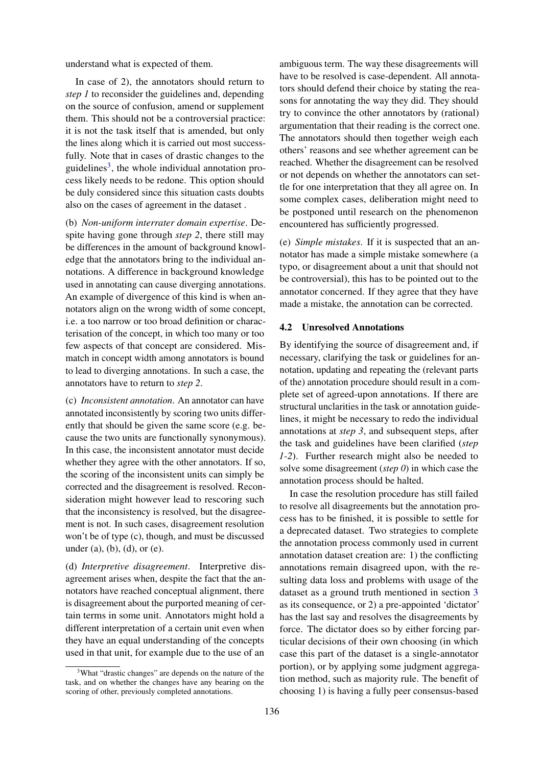understand what is expected of them.

In case of 2), the annotators should return to *step 1* to reconsider the guidelines and, depending on the source of confusion, amend or supplement them. This should not be a controversial practice: it is not the task itself that is amended, but only the lines along which it is carried out most successfully. Note that in cases of drastic changes to the guidelines[3], the whole individual annotation process likely needs to be redone. This option should be duly considered since this situation casts doubts also on the cases of agreement in the dataset .

(b) *Non-uniform interrater domain expertise*. Despite having gone through *step 2*, there still may be differences in the amount of background knowledge that the annotators bring to the individual annotations. A difference in background knowledge used in annotating can cause diverging annotations. An example of divergence of this kind is when annotators align on the wrong width of some concept, i.e. a too narrow or too broad definition or characterisation of the concept, in which too many or too few aspects of that concept are considered. Mismatch in concept width among annotators is bound to lead to diverging annotations. In such a case, the annotators have to return to *step 2*.

(c) *Inconsistent annotation*. An annotator can have annotated inconsistently by scoring two units differently that should be given the same score (e.g. because the two units are functionally synonymous). In this case, the inconsistent annotator must decide whether they agree with the other annotators. If so, the scoring of the inconsistent units can simply be corrected and the disagreement is resolved. Reconsideration might however lead to rescoring such that the inconsistency is resolved, but the disagreement is not. In such cases, disagreement resolution won't be of type (c), though, and must be discussed under (a), (b), (d), or (e).

(d) *Interpretive disagreement*. Interpretive disagreement arises when, despite the fact that the annotators have reached conceptual alignment, there is disagreement about the purported meaning of certain terms in some unit. Annotators might hold a different interpretation of a certain unit even when they have an equal understanding of the concepts used in that unit, for example due to the use of an ambiguous term. The way these disagreements will have to be resolved is case-dependent. All annotators should defend their choice by stating the reasons for annotating the way they did. They should try to convince the other annotators by (rational) argumentation that their reading is the correct one. The annotators should then together weigh each others' reasons and see whether agreement can be reached. Whether the disagreement can be resolved or not depends on whether the annotators can settle for one interpretation that they all agree on. In some complex cases, deliberation might need to be postponed until research on the phenomenon encountered has sufficiently progressed.

(e) *Simple mistakes*. If it is suspected that an annotator has made a simple mistake somewhere (a typo, or disagreement about a unit that should not be controversial), this has to be pointed out to the annotator concerned. If they agree that they have made a mistake, the annotation can be corrected.

### 4.2 Unresolved Annotations

By identifying the source of disagreement and, if necessary, clarifying the task or guidelines for annotation, updating and repeating the (relevant parts of the) annotation procedure should result in a complete set of agreed-upon annotations. If there are structural unclarities in the task or annotation guidelines, it might be necessary to redo the individual annotations at *step 3*, and subsequent steps, after the task and guidelines have been clarified (*step 1-2*). Further research might also be needed to solve some disagreement (*step 0*) in which case the annotation process should be halted.

In case the resolution procedure has still failed to resolve all disagreements but the annotation process has to be finished, it is possible to settle for a deprecated dataset. Two strategies to complete the annotation process commonly used in current annotation dataset creation are: 1) the conflicting annotations remain disagreed upon, with the resulting data loss and problems with usage of the dataset as a ground truth mentioned in section 3 as its consequence, or 2) a pre-appointed 'dictator' has the last say and resolves the disagreements by force. The dictator does so by either forcing particular decisions of their own choosing (in which case this part of the dataset is a single-annotator portion), or by applying some judgment aggregation method, such as majority rule. The benefit of choosing 1) is having a fully peer consensus-based

[3] What "drastic changes" are depends on the nature of the task, and on whether the changes have any bearing on the scoring of other, previously completed annotations.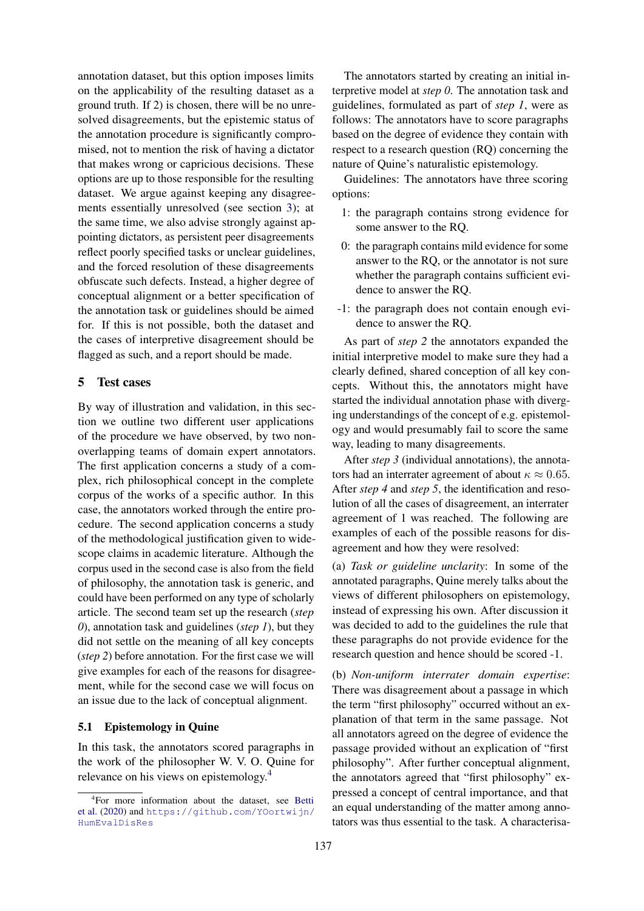annotation dataset, but this option imposes limits on the applicability of the resulting dataset as a ground truth. If 2) is chosen, there will be no unresolved disagreements, but the epistemic status of the annotation procedure is significantly compromised, not to mention the risk of having a dictator that makes wrong or capricious decisions. These options are up to those responsible for the resulting dataset. We argue against keeping any disagreements essentially unresolved (see section 3); at the same time, we also advise strongly against appointing dictators, as persistent peer disagreements reflect poorly specified tasks or unclear guidelines, and the forced resolution of these disagreements obfuscate such defects. Instead, a higher degree of conceptual alignment or a better specification of the annotation task or guidelines should be aimed for. If this is not possible, both the dataset and the cases of interpretive disagreement should be flagged as such, and a report should be made.

## 5 Test cases

By way of illustration and validation, in this section we outline two different user applications of the procedure we have observed, by two non-overlapping teams of domain expert annotators. The first application concerns a study of a complex, rich philosophical concept in the complete corpus of the works of a specific author. In this case, the annotators worked through the entire procedure. The second application concerns a study of the methodological justification given to wide-scope claims in academic literature. Although the corpus used in the second case is also from the field of philosophy, the annotation task is generic, and could have been performed on any type of scholarly article. The second team set up the research (*step 0*), annotation task and guidelines (*step 1*), but they did not settle on the meaning of all key concepts (*step 2*) before annotation. For the first case we will give examples for each of the reasons for disagreement, while for the second case we will focus on an issue due to the lack of conceptual alignment.

### 5.1 Epistemology in Quine

In this task, the annotators scored paragraphs in the work of the philosopher W. V. O. Quine for relevance on his views on epistemology.[4]

[4]For more information about the dataset, see Betti et al. (2020) and https://github.com/YOortwijn/HumEvalDisRes

The annotators started by creating an initial interpretive model at *step 0*. The annotation task and guidelines, formulated as part of *step 1*, were as follows: The annotators have to score paragraphs based on the degree of evidence they contain with respect to a research question (RQ) concerning the nature of Quine's naturalistic epistemology.

Guidelines: The annotators have three scoring options:

1: the paragraph contains strong evidence for some answer to the RQ.

0: the paragraph contains mild evidence for some answer to the RQ, or the annotator is not sure whether the paragraph contains sufficient evidence to answer the RQ.

-1: the paragraph does not contain enough evidence to answer the RQ.

As part of *step 2* the annotators expanded the initial interpretive model to make sure they had a clearly defined, shared conception of all key concepts. Without this, the annotators might have started the individual annotation phase with diverging understandings of the concept of e.g. epistemology and would presumably fail to score the same way, leading to many disagreements.

After *step 3* (individual annotations), the annotators had an interrater agreement of about $\kappa \approx 0.65$. After *step 4* and *step 5*, the identification and resolution of all the cases of disagreement, an interrater agreement of 1 was reached. The following are examples of each of the possible reasons for disagreement and how they were resolved:

(a) *Task or guideline unclarity*: In some of the annotated paragraphs, Quine merely talks about the views of different philosophers on epistemology, instead of expressing his own. After discussion it was decided to add to the guidelines the rule that these paragraphs do not provide evidence for the research question and hence should be scored -1.

(b) *Non-uniform interrater domain expertise*: There was disagreement about a passage in which the term "first philosophy" occurred without an explanation of that term in the same passage. Not all annotators agreed on the degree of evidence the passage provided without an explication of "first philosophy". After further conceptual alignment, the annotators agreed that "first philosophy" expressed a concept of central importance, and that an equal understanding of the matter among annotators was thus essential to the task. A characterisa-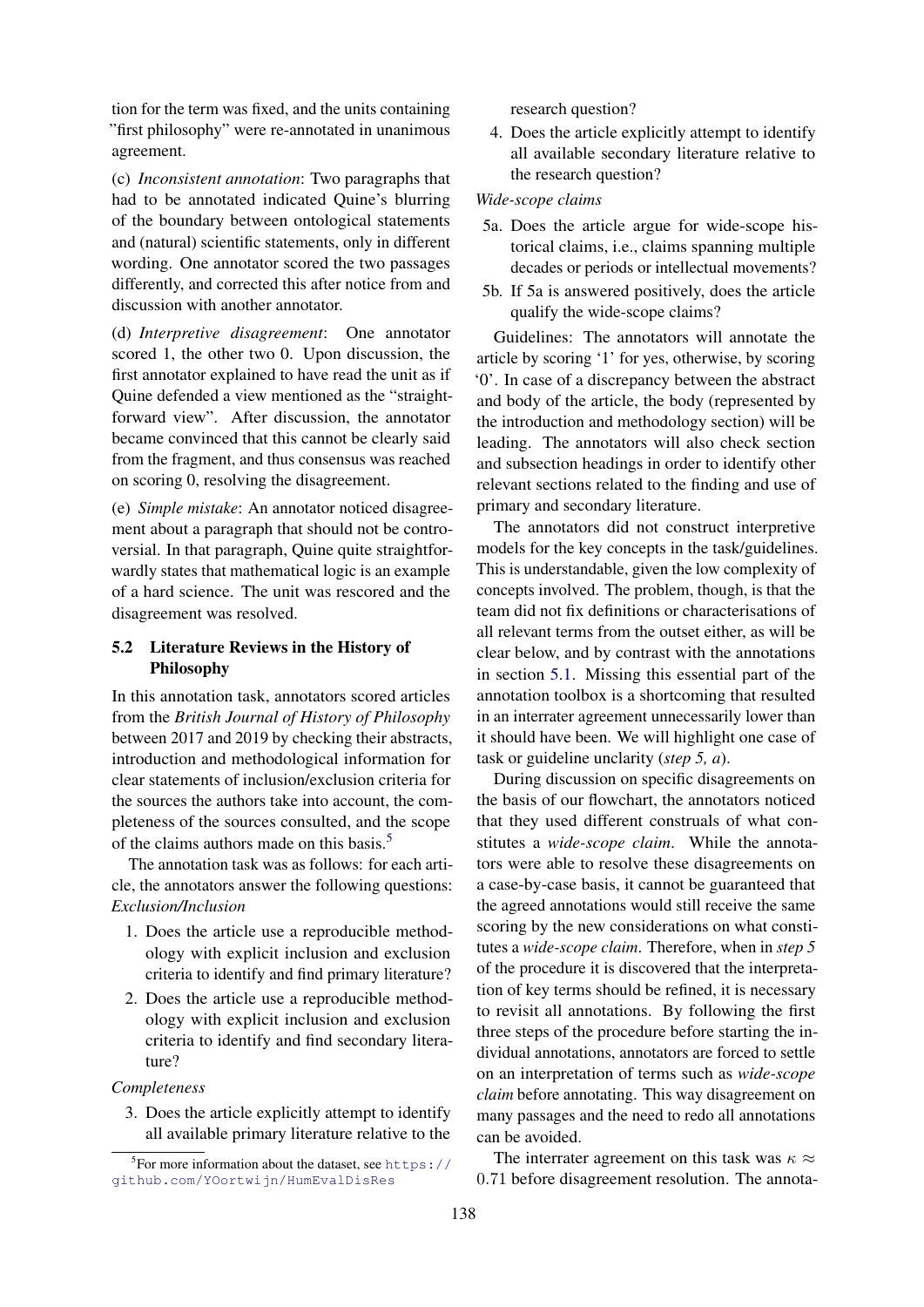tion for the term was fixed, and the units containing "first philosophy" were re-annotated in unanimous agreement.

(c) *Inconsistent annotation*: Two paragraphs that had to be annotated indicated Quine's blurring of the boundary between ontological statements and (natural) scientific statements, only in different wording. One annotator scored the two passages differently, and corrected this after notice from and discussion with another annotator.

(d) *Interpretive disagreement*: One annotator scored 1, the other two 0. Upon discussion, the first annotator explained to have read the unit as if Quine defended a view mentioned as the "straightforward view". After discussion, the annotator became convinced that this cannot be clearly said from the fragment, and thus consensus was reached on scoring 0, resolving the disagreement.

(e) *Simple mistake*: An annotator noticed disagreement about a paragraph that should not be controversial. In that paragraph, Quine quite straightforwardly states that mathematical logic is an example of a hard science. The unit was rescored and the disagreement was resolved.

### 5.2 Literature Reviews in the History of Philosophy

In this annotation task, annotators scored articles from the *British Journal of History of Philosophy* between 2017 and 2019 by checking their abstracts, introduction and methodological information for clear statements of inclusion/exclusion criteria for the sources the authors take into account, the completeness of the sources consulted, and the scope of the claims authors made on this basis.[5]

The annotation task was as follows: for each article, the annotators answer the following questions:

*Exclusion/Inclusion*

1. Does the article use a reproducible methodology with explicit inclusion and exclusion criteria to identify and find primary literature?
2. Does the article use a reproducible methodology with explicit inclusion and exclusion criteria to identify and find secondary literature?

*Completeness*

3. Does the article explicitly attempt to identify all available primary literature relative to the research question?
4. Does the article explicitly attempt to identify all available secondary literature relative to the research question?

*Wide-scope claims*

5a. Does the article argue for wide-scope historical claims, i.e., claims spanning multiple decades or periods or intellectual movements?

5b. If 5a is answered positively, does the article qualify the wide-scope claims?

Guidelines: The annotators will annotate the article by scoring '1' for yes, otherwise, by scoring '0'. In case of a discrepancy between the abstract and body of the article, the body (represented by the introduction and methodology section) will be leading. The annotators will also check section and subsection headings in order to identify other relevant sections related to the finding and use of primary and secondary literature.

The annotators did not construct interpretive models for the key concepts in the task/guidelines. This is understandable, given the low complexity of concepts involved. The problem, though, is that the team did not fix definitions or characterisations of all relevant terms from the outset either, as will be clear below, and by contrast with the annotations in section 5.1. Missing this essential part of the annotation toolbox is a shortcoming that resulted in an interrater agreement unnecessarily lower than it should have been. We will highlight one case of task or guideline unclarity (*step 5, a*).

During discussion on specific disagreements on the basis of our flowchart, the annotators noticed that they used different construals of what constitutes a *wide-scope claim*. While the annotators were able to resolve these disagreements on a case-by-case basis, it cannot be guaranteed that the agreed annotations would still receive the same scoring by the new considerations on what constitutes a *wide-scope claim*. Therefore, when in *step 5* of the procedure it is discovered that the interpretation of key terms should be refined, it is necessary to revisit all annotations. By following the first three steps of the procedure before starting the individual annotations, annotators are forced to settle on an interpretation of terms such as *wide-scope claim* before annotating. This way disagreement on many passages and the need to redo all annotations can be avoided.

The interrater agreement on this task was $\kappa \approx 0.71$ before disagreement resolution. The annota-

[5] For more information about the dataset, see https://github.com/YOortwijn/HumEvalDisRes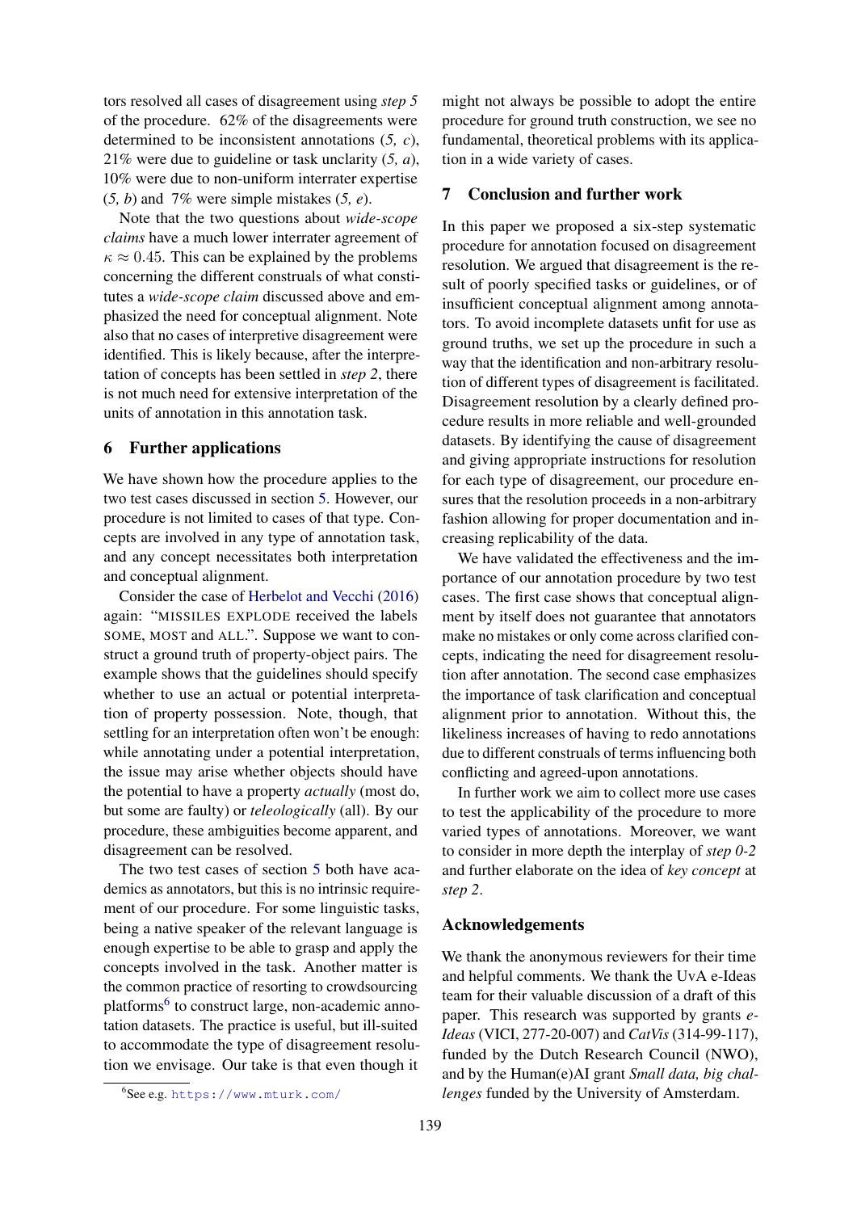tors resolved all cases of disagreement using *step 5* of the procedure. 62% of the disagreements were determined to be inconsistent annotations (*5, c*), 21% were due to guideline or task unclarity (*5, a*), 10% were due to non-uniform interrater expertise (*5, b*) and 7% were simple mistakes (*5, e*).

Note that the two questions about *wide-scope claims* have a much lower interrater agreement of $\kappa \approx 0.45$. This can be explained by the problems concerning the different construals of what constitutes a *wide-scope claim* discussed above and emphasized the need for conceptual alignment. Note also that no cases of interpretive disagreement were identified. This is likely because, after the interpretation of concepts has been settled in *step 2*, there is not much need for extensive interpretation of the units of annotation in this annotation task.

## 6 Further applications

We have shown how the procedure applies to the two test cases discussed in section 5. However, our procedure is not limited to cases of that type. Concepts are involved in any type of annotation task, and any concept necessitates both interpretation and conceptual alignment.

Consider the case of Herbelot and Vecchi (2016) again: "MISSILES EXPLODE received the labels SOME, MOST and ALL.". Suppose we want to construct a ground truth of property-object pairs. The example shows that the guidelines should specify whether to use an actual or potential interpretation of property possession. Note, though, that settling for an interpretation often won't be enough: while annotating under a potential interpretation, the issue may arise whether objects should have the potential to have a property *actually* (most do, but some are faulty) or *teleologically* (all). By our procedure, these ambiguities become apparent, and disagreement can be resolved.

The two test cases of section 5 both have academics as annotators, but this is no intrinsic requirement of our procedure. For some linguistic tasks, being a native speaker of the relevant language is enough expertise to be able to grasp and apply the concepts involved in the task. Another matter is the common practice of resorting to crowdsourcing platforms[6] to construct large, non-academic annotation datasets. The practice is useful, but ill-suited to accommodate the type of disagreement resolution we envisage. Our take is that even though it might not always be possible to adopt the entire procedure for ground truth construction, we see no fundamental, theoretical problems with its application in a wide variety of cases.

[6] See e.g. https://www.mturk.com/

## 7 Conclusion and further work

In this paper we proposed a six-step systematic procedure for annotation focused on disagreement resolution. We argued that disagreement is the result of poorly specified tasks or guidelines, or of insufficient conceptual alignment among annotators. To avoid incomplete datasets unfit for use as ground truths, we set up the procedure in such a way that the identification and non-arbitrary resolution of different types of disagreement is facilitated. Disagreement resolution by a clearly defined procedure results in more reliable and well-grounded datasets. By identifying the cause of disagreement and giving appropriate instructions for resolution for each type of disagreement, our procedure ensures that the resolution proceeds in a non-arbitrary fashion allowing for proper documentation and increasing replicability of the data.

We have validated the effectiveness and the importance of our annotation procedure by two test cases. The first case shows that conceptual alignment by itself does not guarantee that annotators make no mistakes or only come across clarified concepts, indicating the need for disagreement resolution after annotation. The second case emphasizes the importance of task clarification and conceptual alignment prior to annotation. Without this, the likeliness increases of having to redo annotations due to different construals of terms influencing both conflicting and agreed-upon annotations.

In further work we aim to collect more use cases to test the applicability of the procedure to more varied types of annotations. Moreover, we want to consider in more depth the interplay of *step 0-2* and further elaborate on the idea of *key concept* at *step 2*.

## Acknowledgements

We thank the anonymous reviewers for their time and helpful comments. We thank the UvA e-Ideas team for their valuable discussion of a draft of this paper. This research was supported by grants *e-Ideas* (VICI, 277-20-007) and *CatVis* (314-99-117), funded by the Dutch Research Council (NWO), and by the Human(e)AI grant *Small data, big challenges* funded by the University of Amsterdam.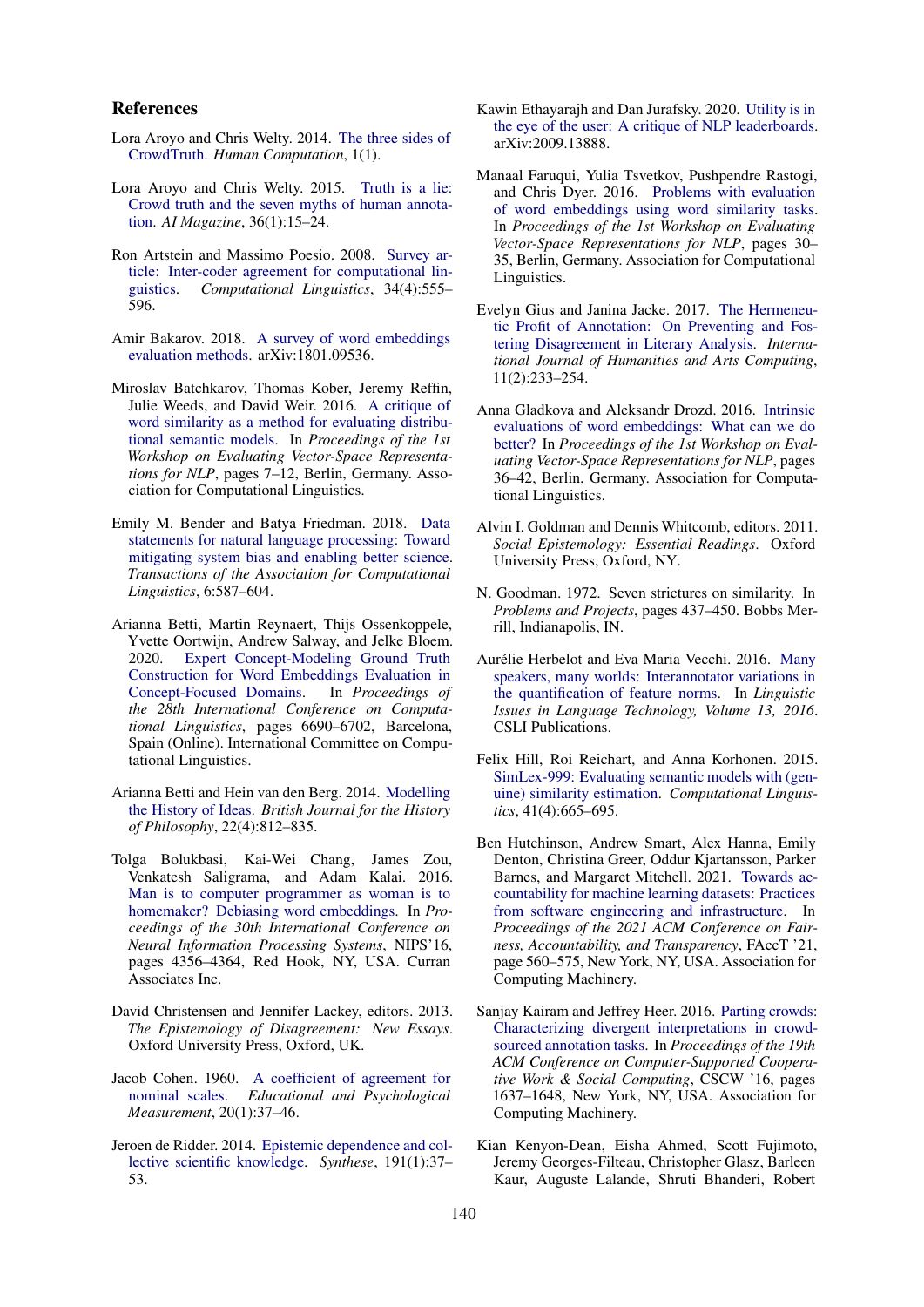## References

Lora Aroyo and Chris Welty. 2014. The three sides of CrowdTruth. *Human Computation*, 1(1).

Lora Aroyo and Chris Welty. 2015. Truth is a lie: Crowd truth and the seven myths of human annotation. *AI Magazine*, 36(1):15–24.

Ron Artstein and Massimo Poesio. 2008. Survey article: Inter-coder agreement for computational linguistics. *Computational Linguistics*, 34(4):555–596.

Amir Bakarov. 2018. A survey of word embeddings evaluation methods. arXiv:1801.09536.

Miroslav Batchkarov, Thomas Kober, Jeremy Reffin, Julie Weeds, and David Weir. 2016. A critique of word similarity as a method for evaluating distributional semantic models. In *Proceedings of the 1st Workshop on Evaluating Vector-Space Representations for NLP*, pages 7–12, Berlin, Germany. Association for Computational Linguistics.

Emily M. Bender and Batya Friedman. 2018. Data statements for natural language processing: Toward mitigating system bias and enabling better science. *Transactions of the Association for Computational Linguistics*, 6:587–604.

Arianna Betti, Martin Reynaert, Thijs Ossenkoppele, Yvette Oortwijn, Andrew Salway, and Jelke Bloem. 2020. Expert Concept-Modeling Ground Truth Construction for Word Embeddings Evaluation in Concept-Focused Domains. In *Proceedings of the 28th International Conference on Computational Linguistics*, pages 6690–6702, Barcelona, Spain (Online). International Committee on Computational Linguistics.

Arianna Betti and Hein van den Berg. 2014. Modelling the History of Ideas. *British Journal for the History of Philosophy*, 22(4):812–835.

Tolga Bolukbasi, Kai-Wei Chang, James Zou, Venkatesh Saligrama, and Adam Kalai. 2016. Man is to computer programmer as woman is to homemaker? Debiasing word embeddings. In *Proceedings of the 30th International Conference on Neural Information Processing Systems*, NIPS'16, pages 4356–4364, Red Hook, NY, USA. Curran Associates Inc.

David Christensen and Jennifer Lackey, editors. 2013. *The Epistemology of Disagreement: New Essays*. Oxford University Press, Oxford, UK.

Jacob Cohen. 1960. A coefficient of agreement for nominal scales. *Educational and Psychological Measurement*, 20(1):37–46.

Jeroen de Ridder. 2014. Epistemic dependence and collective scientific knowledge. *Synthese*, 191(1):37–53.

Kawin Ethayarajh and Dan Jurafsky. 2020. Utility is in the eye of the user: A critique of NLP leaderboards. arXiv:2009.13888.

Manaal Faruqui, Yulia Tsvetkov, Pushpendre Rastogi, and Chris Dyer. 2016. Problems with evaluation of word embeddings using word similarity tasks. In *Proceedings of the 1st Workshop on Evaluating Vector-Space Representations for NLP*, pages 30–35, Berlin, Germany. Association for Computational Linguistics.

Evelyn Gius and Janina Jacke. 2017. The Hermeneutic Profit of Annotation: On Preventing and Fostering Disagreement in Literary Analysis. *International Journal of Humanities and Arts Computing*, 11(2):233–254.

Anna Gladkova and Aleksandr Drozd. 2016. Intrinsic evaluations of word embeddings: What can we do better? In *Proceedings of the 1st Workshop on Evaluating Vector-Space Representations for NLP*, pages 36–42, Berlin, Germany. Association for Computational Linguistics.

Alvin I. Goldman and Dennis Whitcomb, editors. 2011. *Social Epistemology: Essential Readings*. Oxford University Press, Oxford, NY.

N. Goodman. 1972. Seven strictures on similarity. In *Problems and Projects*, pages 437–450. Bobbs Merrill, Indianapolis, IN.

Aurélie Herbelot and Eva Maria Vecchi. 2016. Many speakers, many worlds: Interannotator variations in the quantification of feature norms. In *Linguistic Issues in Language Technology, Volume 13, 2016*. CSLI Publications.

Felix Hill, Roi Reichart, and Anna Korhonen. 2015. SimLex-999: Evaluating semantic models with (genuine) similarity estimation. *Computational Linguistics*, 41(4):665–695.

Ben Hutchinson, Andrew Smart, Alex Hanna, Emily Denton, Christina Greer, Oddur Kjartansson, Parker Barnes, and Margaret Mitchell. 2021. Towards accountability for machine learning datasets: Practices from software engineering and infrastructure. In *Proceedings of the 2021 ACM Conference on Fairness, Accountability, and Transparency*, FAccT '21, page 560–575, New York, NY, USA. Association for Computing Machinery.

Sanjay Kairam and Jeffrey Heer. 2016. Parting crowds: Characterizing divergent interpretations in crowdsourced annotation tasks. In *Proceedings of the 19th ACM Conference on Computer-Supported Cooperative Work & Social Computing*, CSCW '16, pages 1637–1648, New York, NY, USA. Association for Computing Machinery.

Kian Kenyon-Dean, Eisha Ahmed, Scott Fujimoto, Jeremy Georges-Filteau, Christopher Glasz, Barleen Kaur, Auguste Lalande, Shruti Bhanderi, Robert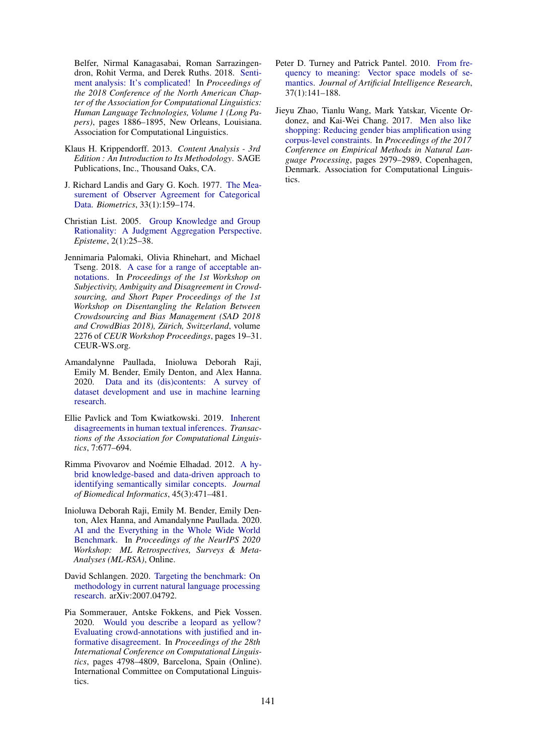Belfer, Nirmal Kanagasabai, Roman Sarrazingendron, Rohit Verma, and Derek Ruths. 2018. Sentiment analysis: It's complicated! In *Proceedings of the 2018 Conference of the North American Chapter of the Association for Computational Linguistics: Human Language Technologies, Volume 1 (Long Papers)*, pages 1886–1895, New Orleans, Louisiana. Association for Computational Linguistics.

Klaus H. Krippendorff. 2013. *Content Analysis - 3rd Edition : An Introduction to Its Methodology*. SAGE Publications, Inc., Thousand Oaks, CA.

J. Richard Landis and Gary G. Koch. 1977. The Measurement of Observer Agreement for Categorical Data. *Biometrics*, 33(1):159–174.

Christian List. 2005. Group Knowledge and Group Rationality: A Judgment Aggregation Perspective. *Episteme*, 2(1):25–38.

Jennimaria Palomaki, Olivia Rhinehart, and Michael Tseng. 2018. A case for a range of acceptable annotations. In *Proceedings of the 1st Workshop on Subjectivity, Ambiguity and Disagreement in Crowdsourcing, and Short Paper Proceedings of the 1st Workshop on Disentangling the Relation Between Crowdsourcing and Bias Management (SAD 2018 and CrowdBias 2018), Zürich, Switzerland*, volume 2276 of *CEUR Workshop Proceedings*, pages 19–31. CEUR-WS.org.

Amandalynne Paullada, Inioluwa Deborah Raji, Emily M. Bender, Emily Denton, and Alex Hanna. 2020. Data and its (dis)contents: A survey of dataset development and use in machine learning research.

Ellie Pavlick and Tom Kwiatkowski. 2019. Inherent disagreements in human textual inferences. *Transactions of the Association for Computational Linguistics*, 7:677–694.

Rimma Pivovarov and Noémie Elhadad. 2012. A hybrid knowledge-based and data-driven approach to identifying semantically similar concepts. *Journal of Biomedical Informatics*, 45(3):471–481.

Inioluwa Deborah Raji, Emily M. Bender, Emily Denton, Alex Hanna, and Amandalynne Paullada. 2020. AI and the Everything in the Whole Wide World Benchmark. In *Proceedings of the NeurIPS 2020 Workshop: ML Retrospectives, Surveys & Meta-Analyses (ML-RSA)*, Online.

David Schlangen. 2020. Targeting the benchmark: On methodology in current natural language processing research. arXiv:2007.04792.

Pia Sommerauer, Antske Fokkens, and Piek Vossen. 2020. Would you describe a leopard as yellow? Evaluating crowd-annotations with justified and informative disagreement. In *Proceedings of the 28th International Conference on Computational Linguistics*, pages 4798–4809, Barcelona, Spain (Online). International Committee on Computational Linguistics.

Peter D. Turney and Patrick Pantel. 2010. From frequency to meaning: Vector space models of semantics. *Journal of Artificial Intelligence Research*, 37(1):141–188.

Jieyu Zhao, Tianlu Wang, Mark Yatskar, Vicente Ordonez, and Kai-Wei Chang. 2017. Men also like shopping: Reducing gender bias amplification using corpus-level constraints. In *Proceedings of the 2017 Conference on Empirical Methods in Natural Language Processing*, pages 2979–2989, Copenhagen, Denmark. Association for Computational Linguistics.